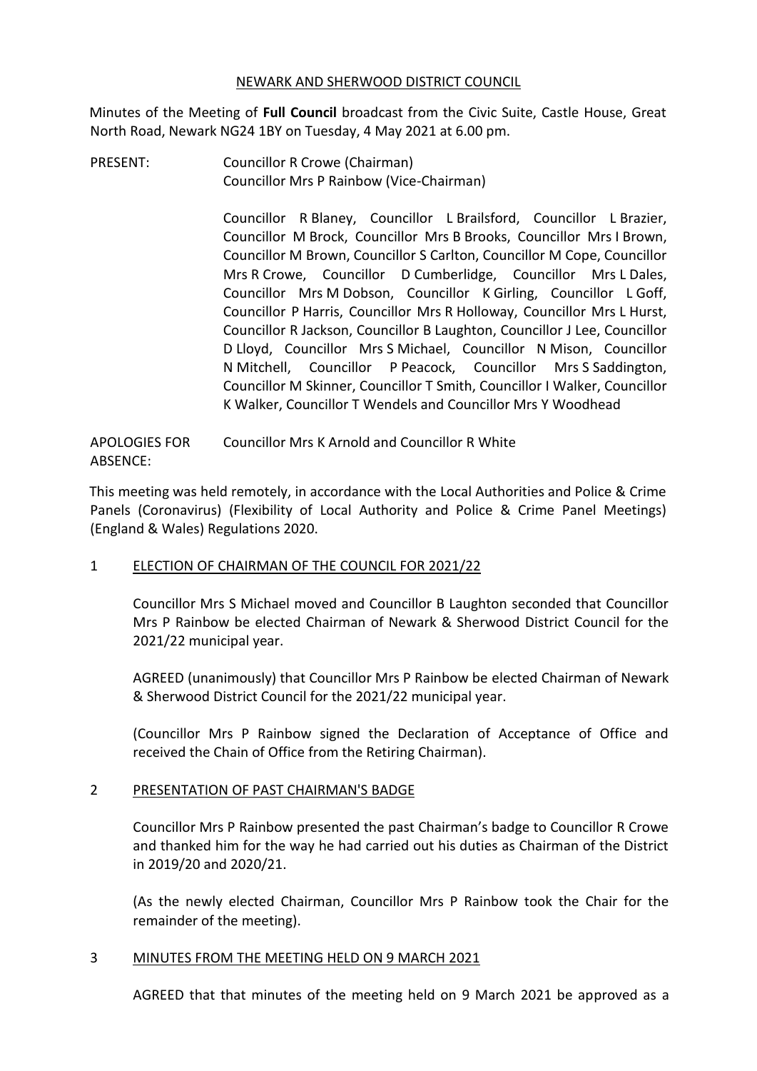NEWARK AND SHERWOOD DISTRICT COUNCIL

Minutes of the Meeting of **Full Council** broadcast from the Civic Suite, Castle House, Great North Road, Newark NG24 1BY on Tuesday, 4 May 2021 at 6.00 pm.

PRESENT: Councillor R Crowe (Chairman)
Councillor Mrs P Rainbow (Vice-Chairman)

Councillor R Blaney, Councillor L Brailsford, Councillor L Brazier, Councillor M Brock, Councillor Mrs B Brooks, Councillor Mrs I Brown, Councillor M Brown, Councillor S Carlton, Councillor M Cope, Councillor Mrs R Crowe, Councillor D Cumberlidge, Councillor Mrs L Dales, Councillor Mrs M Dobson, Councillor K Girling, Councillor L Goff, Councillor P Harris, Councillor Mrs R Holloway, Councillor Mrs L Hurst, Councillor R Jackson, Councillor B Laughton, Councillor J Lee, Councillor D Lloyd, Councillor Mrs S Michael, Councillor N Mison, Councillor N Mitchell, Councillor P Peacock, Councillor Mrs S Saddington, Councillor M Skinner, Councillor T Smith, Councillor I Walker, Councillor K Walker, Councillor T Wendels and Councillor Mrs Y Woodhead

APOLOGIES FOR ABSENCE: Councillor Mrs K Arnold and Councillor R White

This meeting was held remotely, in accordance with the Local Authorities and Police & Crime Panels (Coronavirus) (Flexibility of Local Authority and Police & Crime Panel Meetings) (England & Wales) Regulations 2020.

## 1 ELECTION OF CHAIRMAN OF THE COUNCIL FOR 2021/22

Councillor Mrs S Michael moved and Councillor B Laughton seconded that Councillor Mrs P Rainbow be elected Chairman of Newark & Sherwood District Council for the 2021/22 municipal year.

AGREED (unanimously) that Councillor Mrs P Rainbow be elected Chairman of Newark & Sherwood District Council for the 2021/22 municipal year.

(Councillor Mrs P Rainbow signed the Declaration of Acceptance of Office and received the Chain of Office from the Retiring Chairman).

## 2 PRESENTATION OF PAST CHAIRMAN'S BADGE

Councillor Mrs P Rainbow presented the past Chairman's badge to Councillor R Crowe and thanked him for the way he had carried out his duties as Chairman of the District in 2019/20 and 2020/21.

(As the newly elected Chairman, Councillor Mrs P Rainbow took the Chair for the remainder of the meeting).

## 3 MINUTES FROM THE MEETING HELD ON 9 MARCH 2021

AGREED that that minutes of the meeting held on 9 March 2021 be approved as a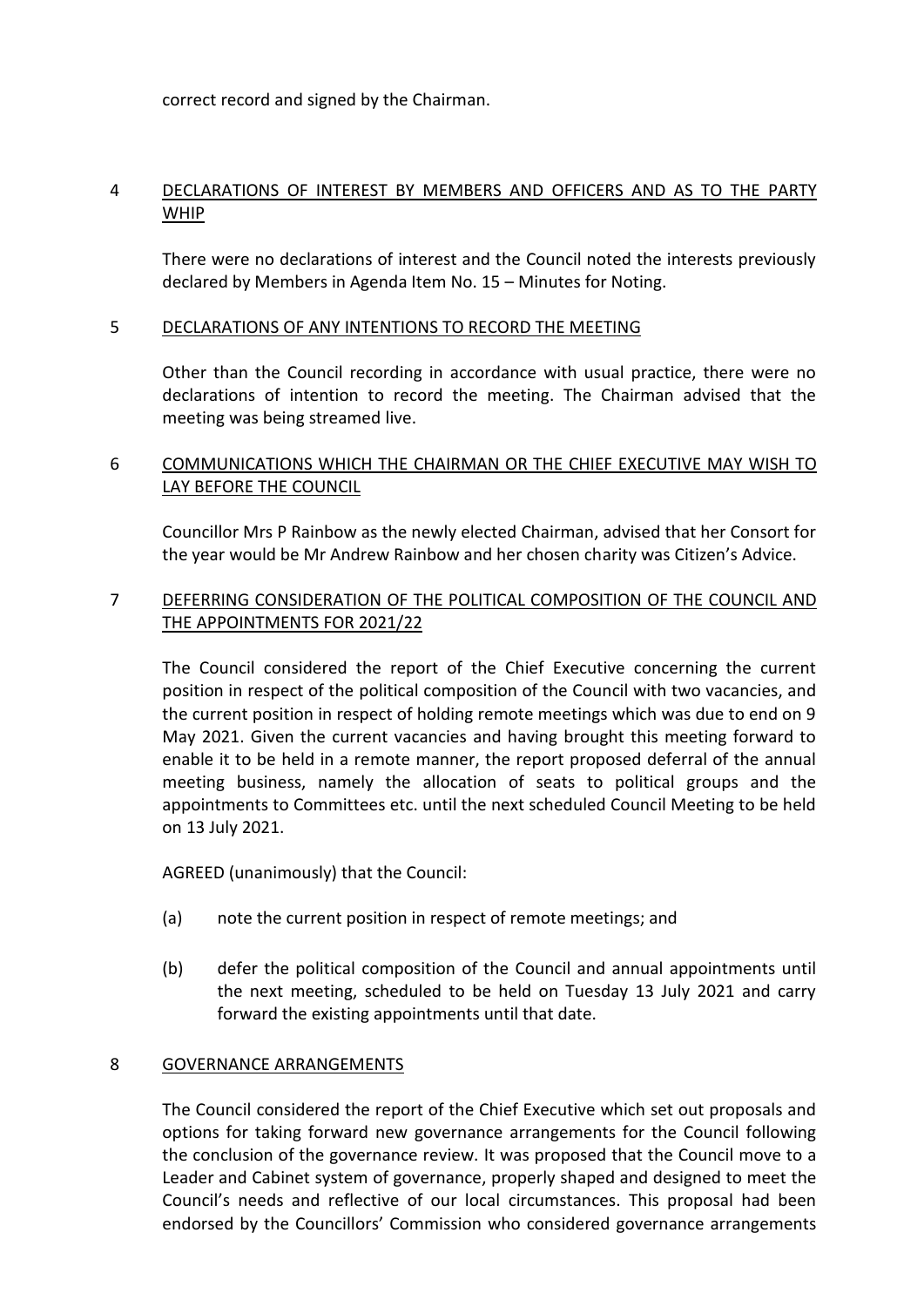correct record and signed by the Chairman.

## 4 DECLARATIONS OF INTEREST BY MEMBERS AND OFFICERS AND AS TO THE PARTY WHIP

There were no declarations of interest and the Council noted the interests previously declared by Members in Agenda Item No. 15 – Minutes for Noting.

## 5 DECLARATIONS OF ANY INTENTIONS TO RECORD THE MEETING

Other than the Council recording in accordance with usual practice, there were no declarations of intention to record the meeting. The Chairman advised that the meeting was being streamed live.

## 6 COMMUNICATIONS WHICH THE CHAIRMAN OR THE CHIEF EXECUTIVE MAY WISH TO LAY BEFORE THE COUNCIL

Councillor Mrs P Rainbow as the newly elected Chairman, advised that her Consort for the year would be Mr Andrew Rainbow and her chosen charity was Citizen's Advice.

## 7 DEFERRING CONSIDERATION OF THE POLITICAL COMPOSITION OF THE COUNCIL AND THE APPOINTMENTS FOR 2021/22

The Council considered the report of the Chief Executive concerning the current position in respect of the political composition of the Council with two vacancies, and the current position in respect of holding remote meetings which was due to end on 9 May 2021. Given the current vacancies and having brought this meeting forward to enable it to be held in a remote manner, the report proposed deferral of the annual meeting business, namely the allocation of seats to political groups and the appointments to Committees etc. until the next scheduled Council Meeting to be held on 13 July 2021.

AGREED (unanimously) that the Council:

(a) note the current position in respect of remote meetings; and

(b) defer the political composition of the Council and annual appointments until the next meeting, scheduled to be held on Tuesday 13 July 2021 and carry forward the existing appointments until that date.

## 8 GOVERNANCE ARRANGEMENTS

The Council considered the report of the Chief Executive which set out proposals and options for taking forward new governance arrangements for the Council following the conclusion of the governance review. It was proposed that the Council move to a Leader and Cabinet system of governance, properly shaped and designed to meet the Council's needs and reflective of our local circumstances. This proposal had been endorsed by the Councillors' Commission who considered governance arrangements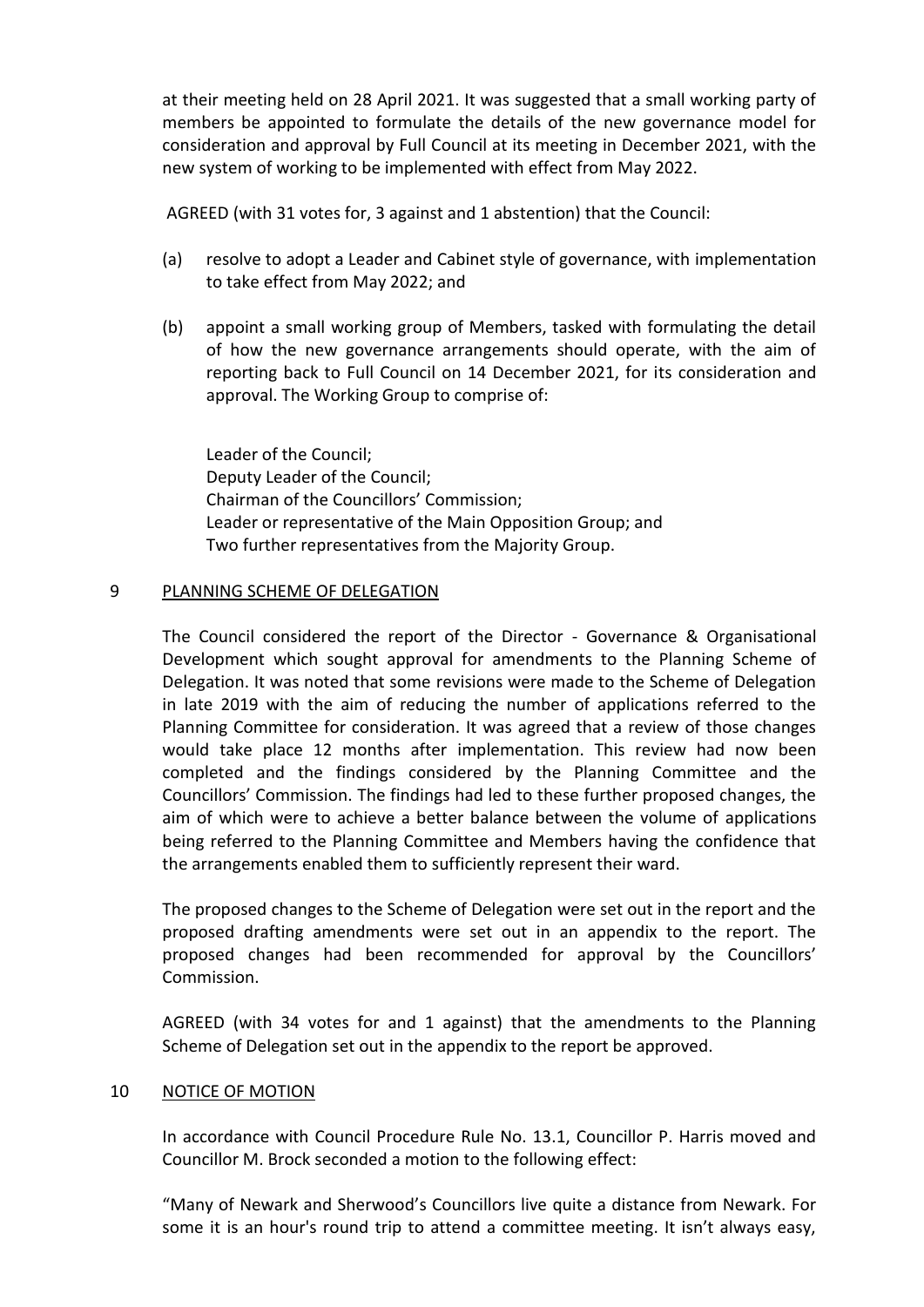at their meeting held on 28 April 2021. It was suggested that a small working party of members be appointed to formulate the details of the new governance model for consideration and approval by Full Council at its meeting in December 2021, with the new system of working to be implemented with effect from May 2022.

AGREED (with 31 votes for, 3 against and 1 abstention) that the Council:

(a) resolve to adopt a Leader and Cabinet style of governance, with implementation to take effect from May 2022; and

(b) appoint a small working group of Members, tasked with formulating the detail of how the new governance arrangements should operate, with the aim of reporting back to Full Council on 14 December 2021, for its consideration and approval. The Working Group to comprise of:

Leader of the Council;
Deputy Leader of the Council;
Chairman of the Councillors' Commission;
Leader or representative of the Main Opposition Group; and
Two further representatives from the Majority Group.

## 9 PLANNING SCHEME OF DELEGATION

The Council considered the report of the Director - Governance & Organisational Development which sought approval for amendments to the Planning Scheme of Delegation. It was noted that some revisions were made to the Scheme of Delegation in late 2019 with the aim of reducing the number of applications referred to the Planning Committee for consideration. It was agreed that a review of those changes would take place 12 months after implementation. This review had now been completed and the findings considered by the Planning Committee and the Councillors' Commission. The findings had led to these further proposed changes, the aim of which were to achieve a better balance between the volume of applications being referred to the Planning Committee and Members having the confidence that the arrangements enabled them to sufficiently represent their ward.

The proposed changes to the Scheme of Delegation were set out in the report and the proposed drafting amendments were set out in an appendix to the report. The proposed changes had been recommended for approval by the Councillors' Commission.

AGREED (with 34 votes for and 1 against) that the amendments to the Planning Scheme of Delegation set out in the appendix to the report be approved.

## 10 NOTICE OF MOTION

In accordance with Council Procedure Rule No. 13.1, Councillor P. Harris moved and Councillor M. Brock seconded a motion to the following effect:

"Many of Newark and Sherwood's Councillors live quite a distance from Newark. For some it is an hour's round trip to attend a committee meeting. It isn't always easy,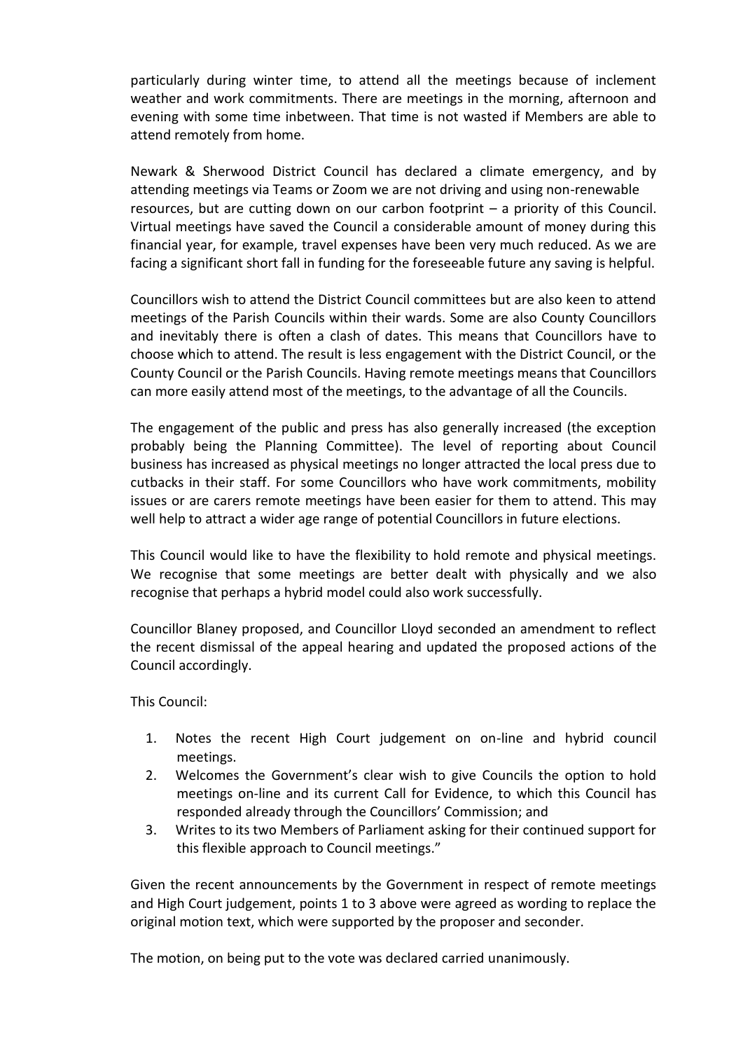particularly during winter time, to attend all the meetings because of inclement weather and work commitments. There are meetings in the morning, afternoon and evening with some time inbetween. That time is not wasted if Members are able to attend remotely from home.

Newark & Sherwood District Council has declared a climate emergency, and by attending meetings via Teams or Zoom we are not driving and using non-renewable resources, but are cutting down on our carbon footprint – a priority of this Council. Virtual meetings have saved the Council a considerable amount of money during this financial year, for example, travel expenses have been very much reduced. As we are facing a significant short fall in funding for the foreseeable future any saving is helpful.

Councillors wish to attend the District Council committees but are also keen to attend meetings of the Parish Councils within their wards. Some are also County Councillors and inevitably there is often a clash of dates. This means that Councillors have to choose which to attend. The result is less engagement with the District Council, or the County Council or the Parish Councils. Having remote meetings means that Councillors can more easily attend most of the meetings, to the advantage of all the Councils.

The engagement of the public and press has also generally increased (the exception probably being the Planning Committee). The level of reporting about Council business has increased as physical meetings no longer attracted the local press due to cutbacks in their staff. For some Councillors who have work commitments, mobility issues or are carers remote meetings have been easier for them to attend. This may well help to attract a wider age range of potential Councillors in future elections.

This Council would like to have the flexibility to hold remote and physical meetings. We recognise that some meetings are better dealt with physically and we also recognise that perhaps a hybrid model could also work successfully.

Councillor Blaney proposed, and Councillor Lloyd seconded an amendment to reflect the recent dismissal of the appeal hearing and updated the proposed actions of the Council accordingly.

This Council:

1. Notes the recent High Court judgement on on-line and hybrid council meetings.
2. Welcomes the Government's clear wish to give Councils the option to hold meetings on-line and its current Call for Evidence, to which this Council has responded already through the Councillors' Commission; and
3. Writes to its two Members of Parliament asking for their continued support for this flexible approach to Council meetings."

Given the recent announcements by the Government in respect of remote meetings and High Court judgement, points 1 to 3 above were agreed as wording to replace the original motion text, which were supported by the proposer and seconder.

The motion, on being put to the vote was declared carried unanimously.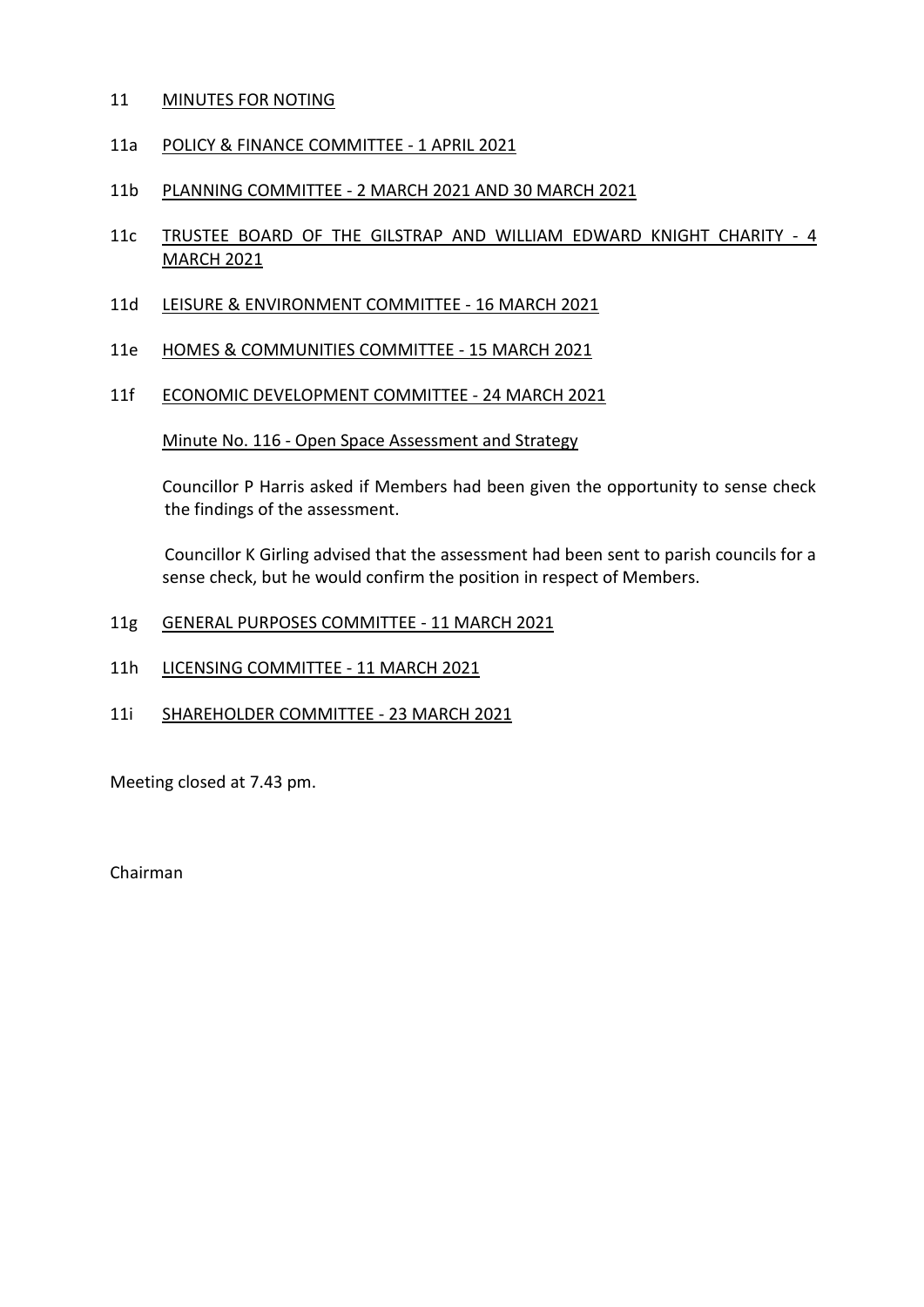11 MINUTES FOR NOTING

11a POLICY & FINANCE COMMITTEE - 1 APRIL 2021

11b PLANNING COMMITTEE - 2 MARCH 2021 AND 30 MARCH 2021

11c TRUSTEE BOARD OF THE GILSTRAP AND WILLIAM EDWARD KNIGHT CHARITY - 4 MARCH 2021

11d LEISURE & ENVIRONMENT COMMITTEE - 16 MARCH 2021

11e HOMES & COMMUNITIES COMMITTEE - 15 MARCH 2021

11f ECONOMIC DEVELOPMENT COMMITTEE - 24 MARCH 2021

Minute No. 116 - Open Space Assessment and Strategy

Councillor P Harris asked if Members had been given the opportunity to sense check the findings of the assessment.

Councillor K Girling advised that the assessment had been sent to parish councils for a sense check, but he would confirm the position in respect of Members.

11g GENERAL PURPOSES COMMITTEE - 11 MARCH 2021

11h LICENSING COMMITTEE - 11 MARCH 2021

11i SHAREHOLDER COMMITTEE - 23 MARCH 2021

Meeting closed at 7.43 pm.

Chairman